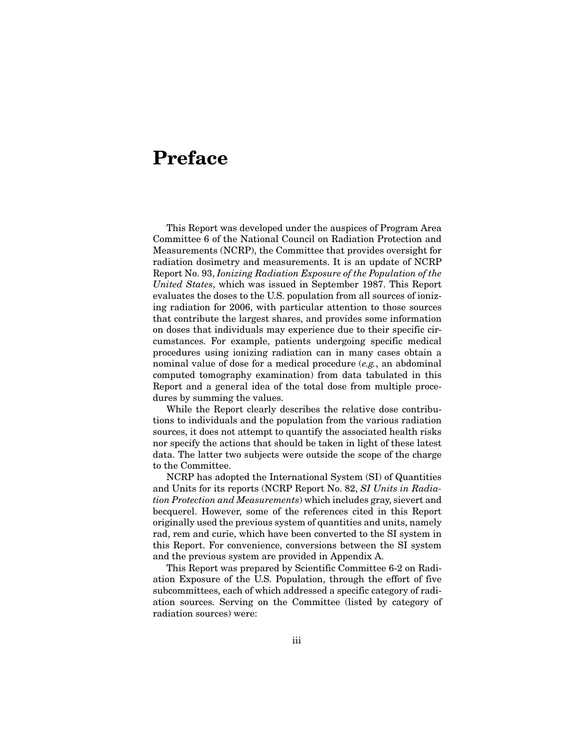# Preface

This Report was developed under the auspices of Program Area Committee 6 of the National Council on Radiation Protection and Measurements (NCRP), the Committee that provides oversight for radiation dosimetry and measurements. It is an update of NCRP Report No. 93, *Ionizing Radiation Exposure of the Population of the United States*, which was issued in September 1987. This Report evaluates the doses to the U.S. population from all sources of ionizing radiation for 2006, with particular attention to those sources that contribute the largest shares, and provides some information on doses that individuals may experience due to their specific circumstances. For example, patients undergoing specific medical procedures using ionizing radiation can in many cases obtain a nominal value of dose for a medical procedure (*e.g.*, an abdominal computed tomography examination) from data tabulated in this Report and a general idea of the total dose from multiple procedures by summing the values.

While the Report clearly describes the relative dose contributions to individuals and the population from the various radiation sources, it does not attempt to quantify the associated health risks nor specify the actions that should be taken in light of these latest data. The latter two subjects were outside the scope of the charge to the Committee.

NCRP has adopted the International System (SI) of Quantities and Units for its reports (NCRP Report No. 82, *SI Units in Radiation Protection and Measurements*) which includes gray, sievert and becquerel. However, some of the references cited in this Report originally used the previous system of quantities and units, namely rad, rem and curie, which have been converted to the SI system in this Report. For convenience, conversions between the SI system and the previous system are provided in Appendix A.

This Report was prepared by Scientific Committee 6-2 on Radiation Exposure of the U.S. Population, through the effort of five subcommittees, each of which addressed a specific category of radiation sources. Serving on the Committee (listed by category of radiation sources) were: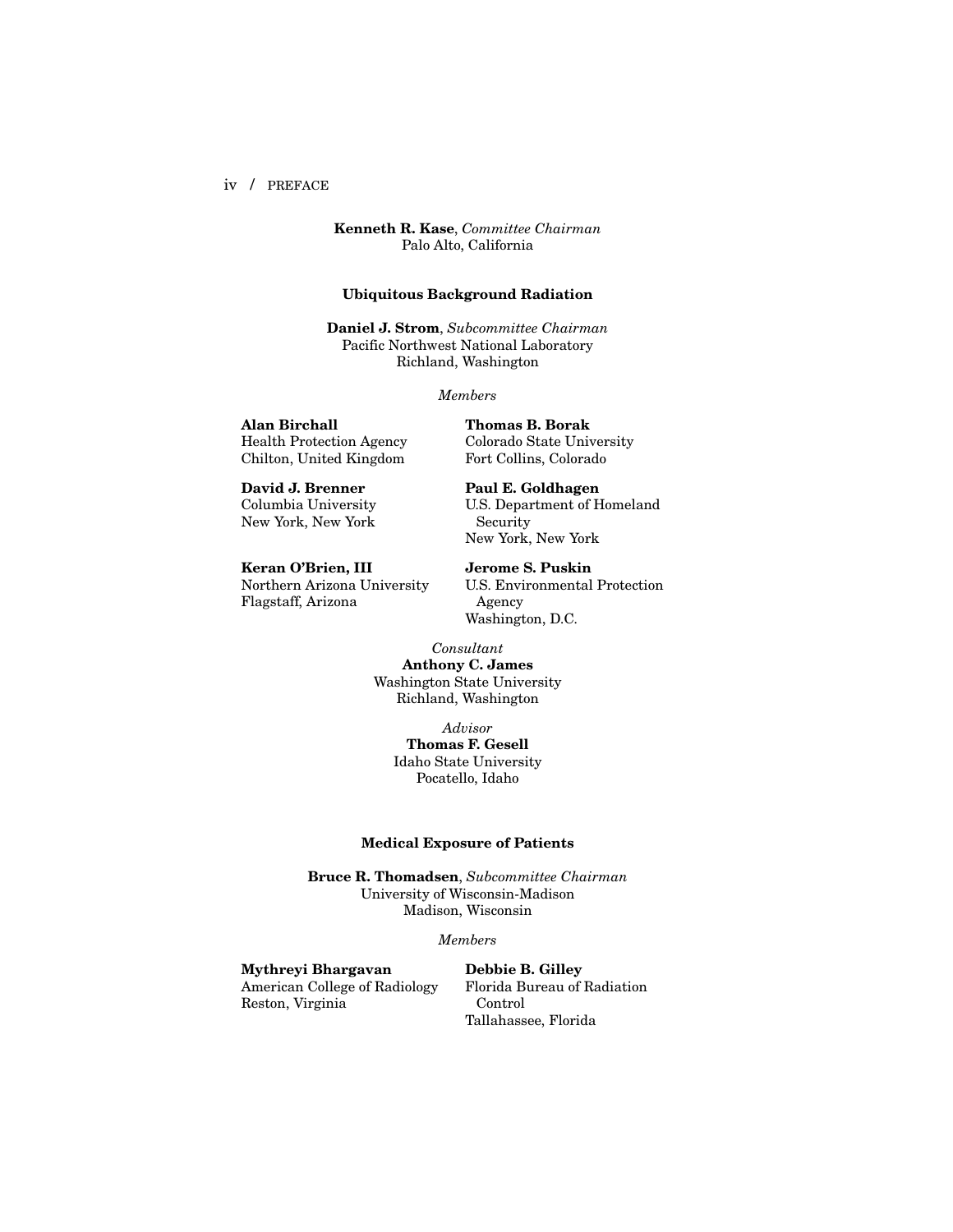**Kenneth R. Kase**, *Committee Chairman*
Palo Alto, California

### Ubiquitous Background Radiation

**Daniel J. Strom**, *Subcommittee Chairman*
Pacific Northwest National Laboratory
Richland, Washington

*Members*

**Alan Birchall**
Health Protection Agency
Chilton, United Kingdom

**Thomas B. Borak**
Colorado State University
Fort Collins, Colorado

**David J. Brenner**
Columbia University
New York, New York

**Paul E. Goldhagen**
U.S. Department of Homeland Security
New York, New York

**Keran O'Brien, III**
Northern Arizona University
Flagstaff, Arizona

**Jerome S. Puskin**
U.S. Environmental Protection Agency
Washington, D.C.

*Consultant*
**Anthony C. James**
Washington State University
Richland, Washington

*Advisor*
**Thomas F. Gesell**
Idaho State University
Pocatello, Idaho

### Medical Exposure of Patients

**Bruce R. Thomadsen**, *Subcommittee Chairman*
University of Wisconsin-Madison
Madison, Wisconsin

*Members*

**Mythreyi Bhargavan**
American College of Radiology
Reston, Virginia

**Debbie B. Gilley**
Florida Bureau of Radiation Control
Tallahassee, Florida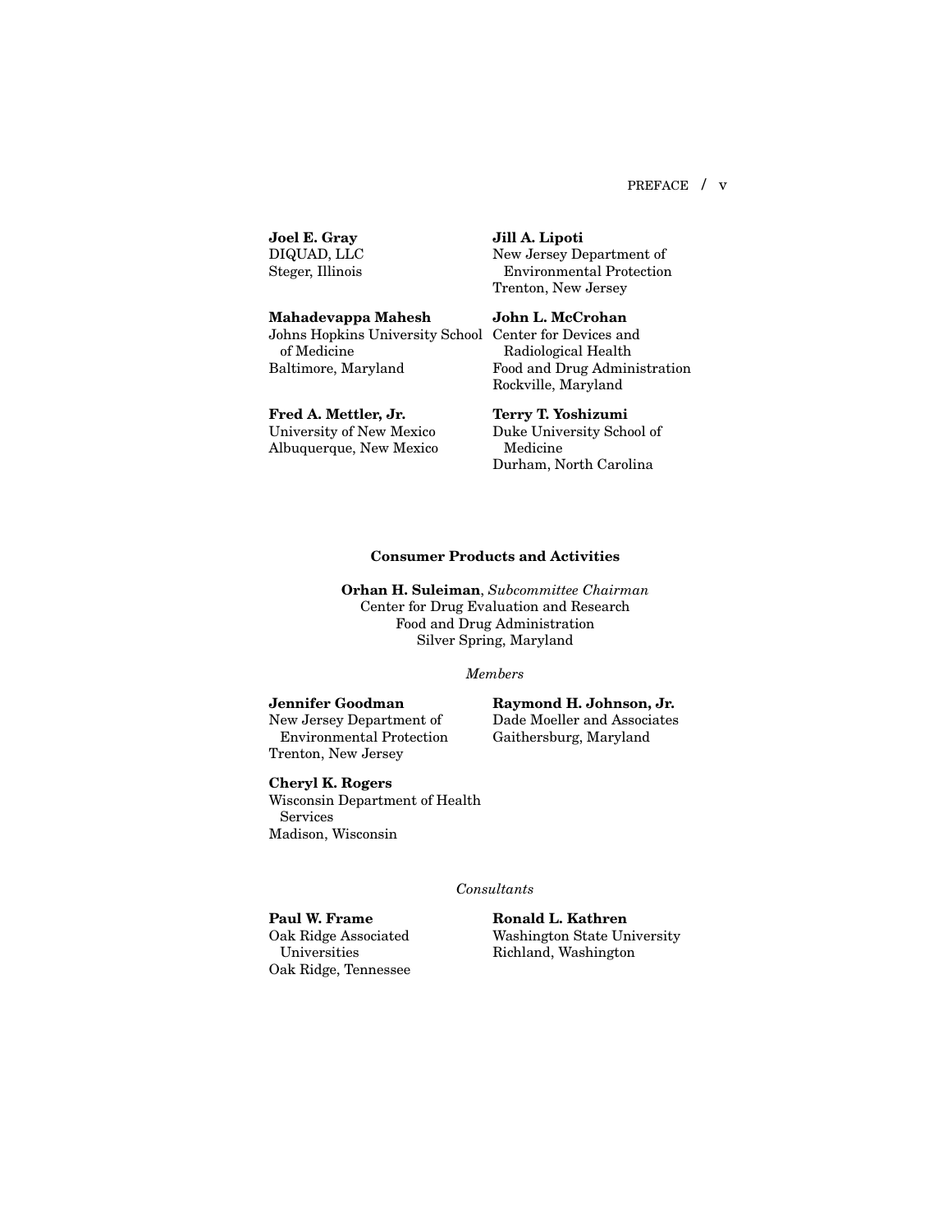**Joel E. Gray**
DIQUAD, LLC
Steger, Illinois

**Jill A. Lipoti**
New Jersey Department of Environmental Protection
Trenton, New Jersey

**Mahadevappa Mahesh**
Johns Hopkins University School of Medicine
Baltimore, Maryland

**John L. McCrohan**
Center for Devices and Radiological Health
Food and Drug Administration
Rockville, Maryland

**Fred A. Mettler, Jr.**
University of New Mexico
Albuquerque, New Mexico

**Terry T. Yoshizumi**
Duke University School of Medicine
Durham, North Carolina

### Consumer Products and Activities

**Orhan H. Suleiman**, *Subcommittee Chairman*
Center for Drug Evaluation and Research
Food and Drug Administration
Silver Spring, Maryland

*Members*

**Jennifer Goodman**
New Jersey Department of Environmental Protection
Trenton, New Jersey

**Raymond H. Johnson, Jr.**
Dade Moeller and Associates
Gaithersburg, Maryland

**Cheryl K. Rogers**
Wisconsin Department of Health Services
Madison, Wisconsin

*Consultants*

**Paul W. Frame**
Oak Ridge Associated Universities
Oak Ridge, Tennessee

**Ronald L. Kathren**
Washington State University
Richland, Washington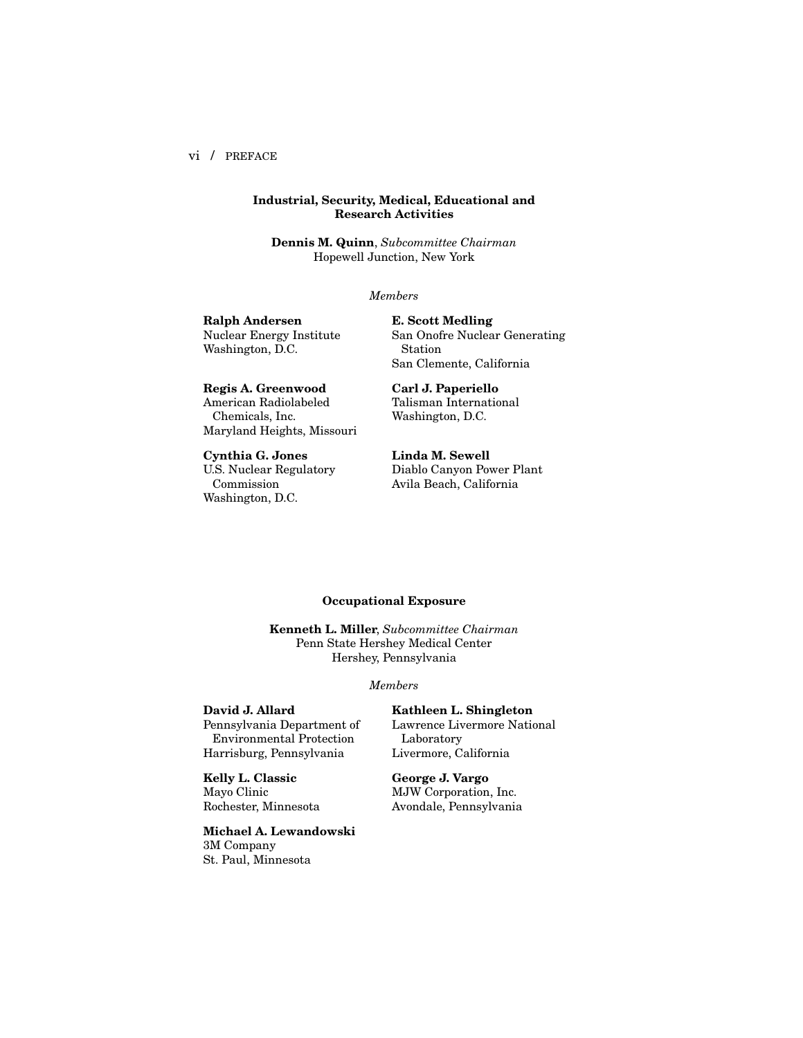### Industrial, Security, Medical, Educational and Research Activities

**Dennis M. Quinn**, *Subcommittee Chairman*
Hopewell Junction, New York

*Members*

**Ralph Andersen**
Nuclear Energy Institute
Washington, D.C.

**Regis A. Greenwood**
American Radiolabeled Chemicals, Inc.
Maryland Heights, Missouri

**Cynthia G. Jones**
U.S. Nuclear Regulatory Commission
Washington, D.C.

**E. Scott Medling**
San Onofre Nuclear Generating Station
San Clemente, California

**Carl J. Paperiello**
Talisman International
Washington, D.C.

**Linda M. Sewell**
Diablo Canyon Power Plant
Avila Beach, California

### Occupational Exposure

**Kenneth L. Miller**, *Subcommittee Chairman*
Penn State Hershey Medical Center
Hershey, Pennsylvania

*Members*

**David J. Allard**
Pennsylvania Department of Environmental Protection
Harrisburg, Pennsylvania

**Kelly L. Classic**
Mayo Clinic
Rochester, Minnesota

**Michael A. Lewandowski**
3M Company
St. Paul, Minnesota

**Kathleen L. Shingleton**
Lawrence Livermore National Laboratory
Livermore, California

**George J. Vargo**
MJW Corporation, Inc.
Avondale, Pennsylvania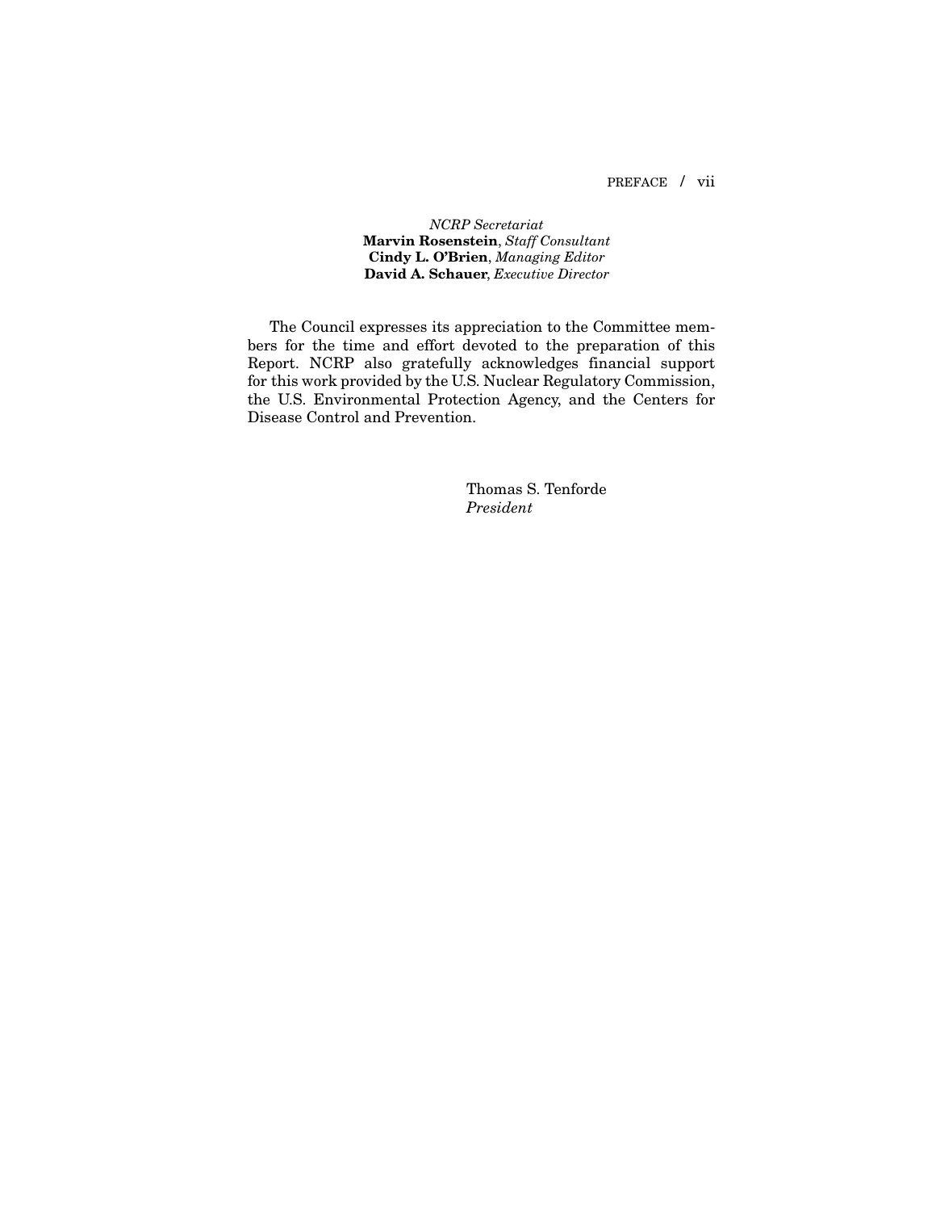*NCRP Secretariat*
**Marvin Rosenstein**, *Staff Consultant*
**Cindy L. O'Brien**, *Managing Editor*
**David A. Schauer**, *Executive Director*

The Council expresses its appreciation to the Committee members for the time and effort devoted to the preparation of this Report. NCRP also gratefully acknowledges financial support for this work provided by the U.S. Nuclear Regulatory Commission, the U.S. Environmental Protection Agency, and the Centers for Disease Control and Prevention.

Thomas S. Tenforde
*President*